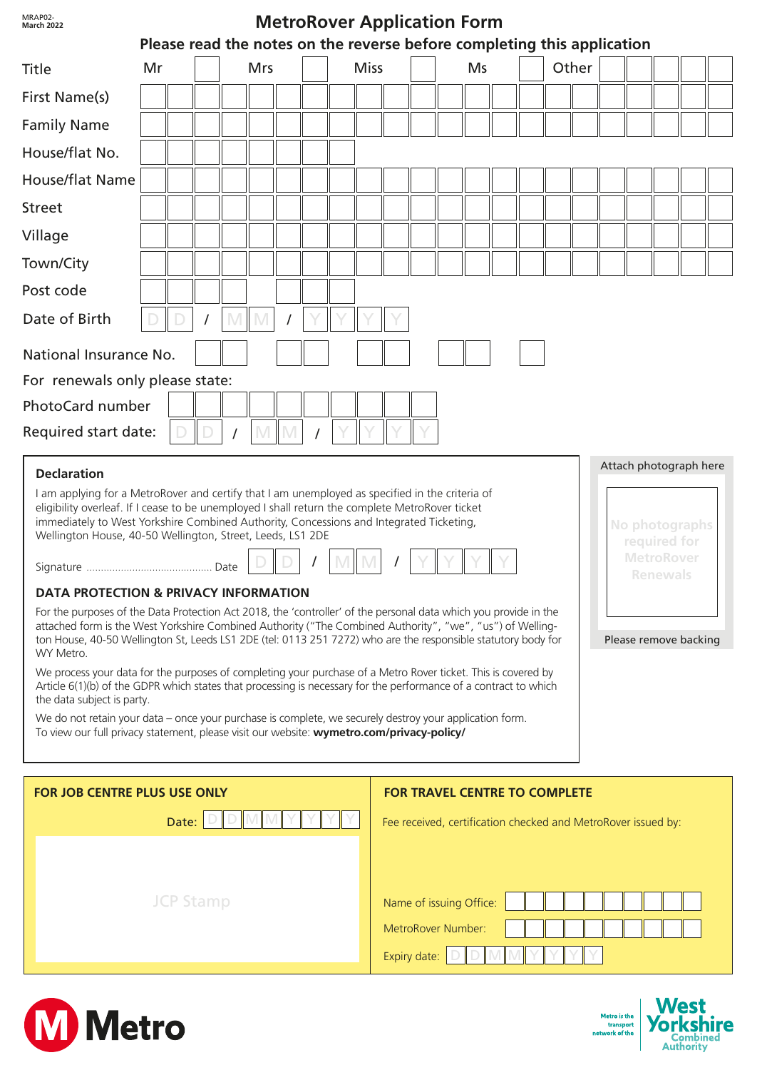MRAP02-
March 2022

# MetroRover Application Form

**Please read the notes on the reverse before completing this application**

| | |
|---|---|
| Title | Mr ☐ Mrs ☐ Miss ☐ Ms ☐ Other |
| First Name(s) | |
| Family Name | |
| House/flat No. | |
| House/flat Name | |
| Street | |
| Village | |
| Town/City | |
| Post code | |
| Date of Birth | DD / MM / YYYY |
| National Insurance No. | |

For renewals only please state:

| | |
|---|---|
| PhotoCard number | |
| Required start date: | DD / MM / YYYY |

### Declaration

I am applying for a MetroRover and certify that I am unemployed as specified in the criteria of eligibility overleaf. If I cease to be unemployed I shall return the complete MetroRover ticket immediately to West Yorkshire Combined Authority, Concessions and Integrated Ticketing, Wellington House, 40-50 Wellington, Street, Leeds, LS1 2DE

Signature ........................................... Date DD / MM / YYYY

Attach photograph here

No photographs required for MetroRover Renewals

Please remove backing

### DATA PROTECTION & PRIVACY INFORMATION

For the purposes of the Data Protection Act 2018, the 'controller' of the personal data which you provide in the attached form is the West Yorkshire Combined Authority ("The Combined Authority", "we", "us") of Wellington House, 40-50 Wellington St, Leeds LS1 2DE (tel: 0113 251 7272) who are the responsible statutory body for WY Metro.

We process your data for the purposes of completing your purchase of a Metro Rover ticket. This is covered by Article 6(1)(b) of the GDPR which states that processing is necessary for the performance of a contract to which the data subject is party.

We do not retain your data – once your purchase is complete, we securely destroy your application form. To view our full privacy statement, please visit our website: **wymetro.com/privacy-policy/**

### FOR JOB CENTRE PLUS USE ONLY

Date: DDMMYYYY

JCP Stamp

### FOR TRAVEL CENTRE TO COMPLETE

Fee received, certification checked and MetroRover issued by:

Name of issuing Office:

MetroRover Number:

Expiry date: DDMMYYYY

Metro

Metro is the transport network of the West Yorkshire Combined Authority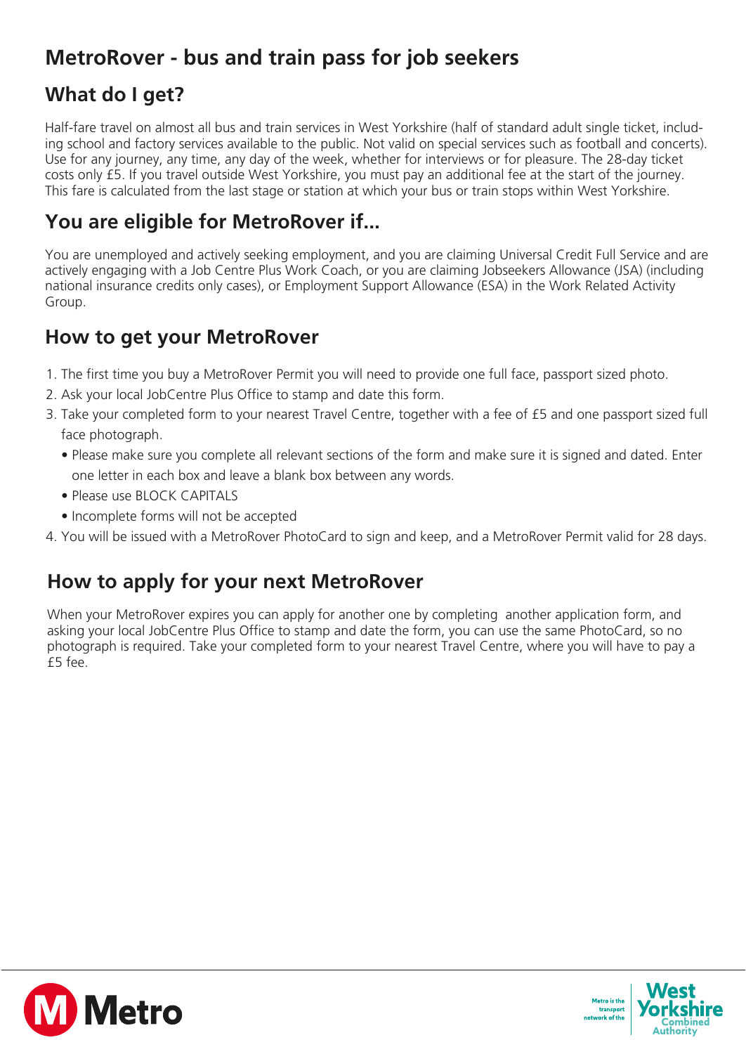# MetroRover - bus and train pass for job seekers

## What do I get?

Half-fare travel on almost all bus and train services in West Yorkshire (half of standard adult single ticket, including school and factory services available to the public. Not valid on special services such as football and concerts). Use for any journey, any time, any day of the week, whether for interviews or for pleasure. The 28-day ticket costs only £5. If you travel outside West Yorkshire, you must pay an additional fee at the start of the journey. This fare is calculated from the last stage or station at which your bus or train stops within West Yorkshire.

## You are eligible for MetroRover if...

You are unemployed and actively seeking employment, and you are claiming Universal Credit Full Service and are actively engaging with a Job Centre Plus Work Coach, or you are claiming Jobseekers Allowance (JSA) (including national insurance credits only cases), or Employment Support Allowance (ESA) in the Work Related Activity Group.

## How to get your MetroRover

1. The first time you buy a MetroRover Permit you will need to provide one full face, passport sized photo.
2. Ask your local JobCentre Plus Office to stamp and date this form.
3. Take your completed form to your nearest Travel Centre, together with a fee of £5 and one passport sized full face photograph.
   - Please make sure you complete all relevant sections of the form and make sure it is signed and dated. Enter one letter in each box and leave a blank box between any words.
   - Please use BLOCK CAPITALS
   - Incomplete forms will not be accepted
4. You will be issued with a MetroRover PhotoCard to sign and keep, and a MetroRover Permit valid for 28 days.

## How to apply for your next MetroRover

When your MetroRover expires you can apply for another one by completing another application form, and asking your local JobCentre Plus Office to stamp and date the form, you can use the same PhotoCard, so no photograph is required. Take your completed form to your nearest Travel Centre, where you will have to pay a £5 fee.

Metro

Metro is the transport network of the West Yorkshire Combined Authority